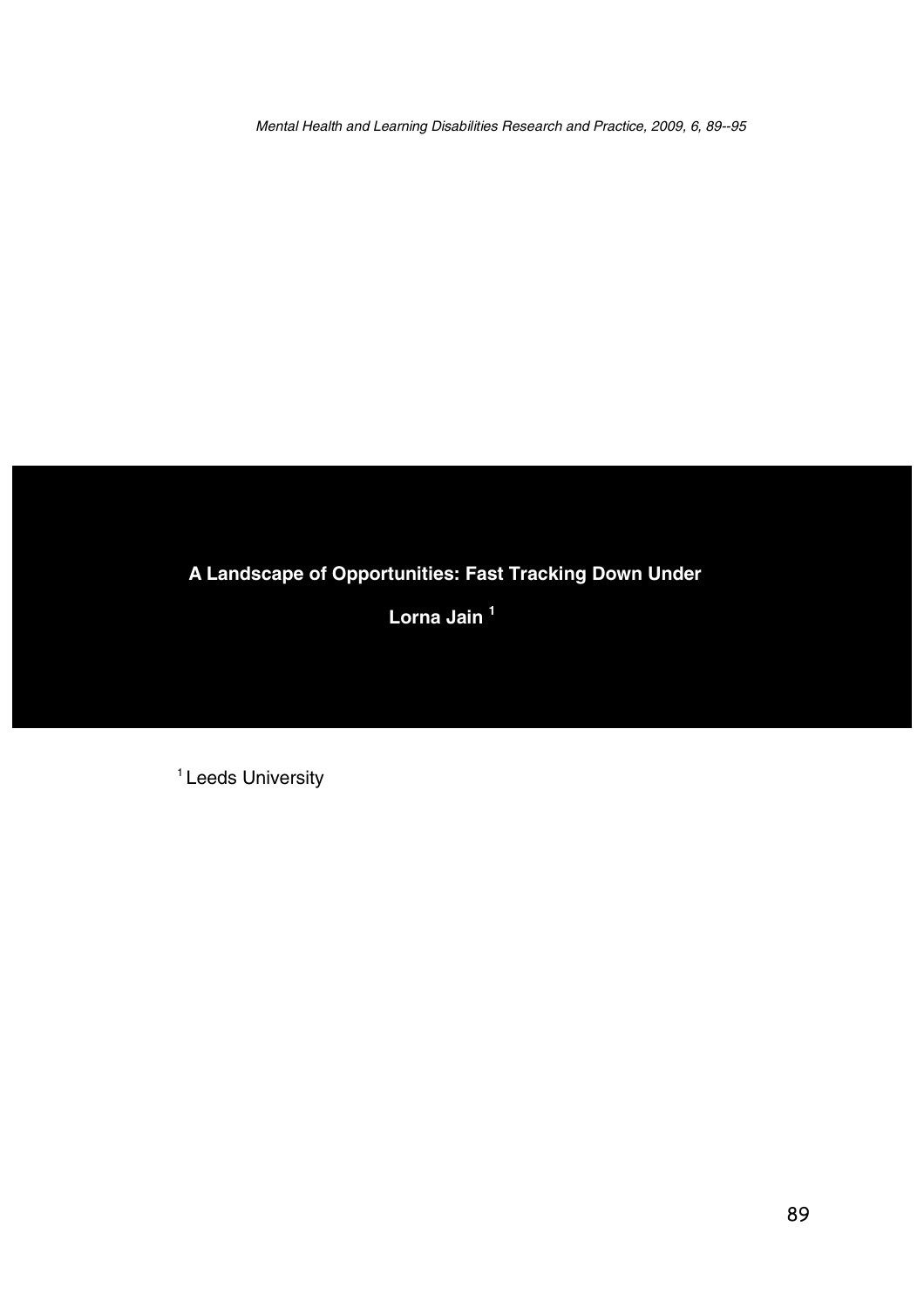# A Landscape of Opportunities: Fast Tracking Down Under

**Lorna Jain** [1]

[1] Leeds University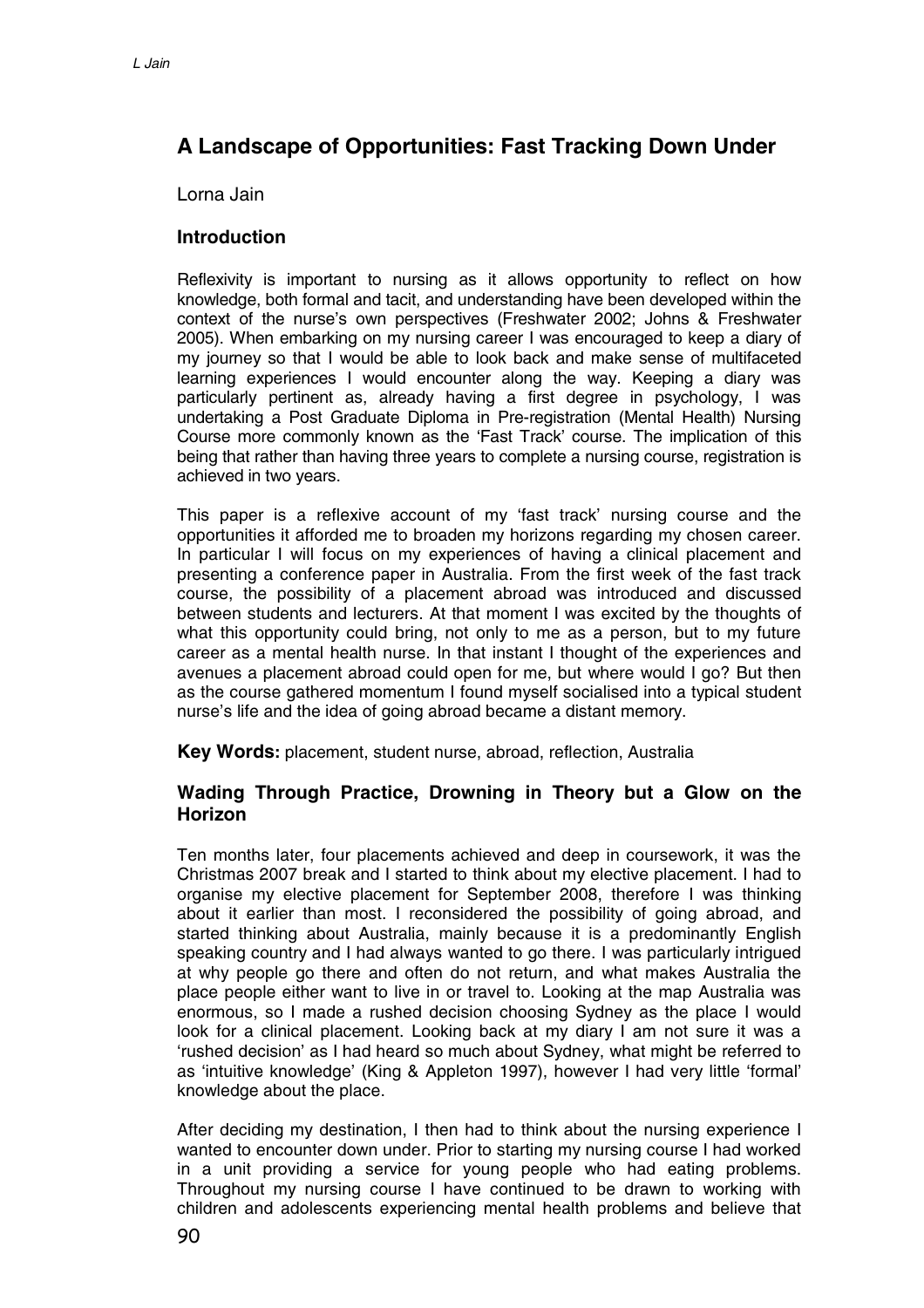# A Landscape of Opportunities: Fast Tracking Down Under

Lorna Jain

## Introduction

Reflexivity is important to nursing as it allows opportunity to reflect on how knowledge, both formal and tacit, and understanding have been developed within the context of the nurse's own perspectives (Freshwater 2002; Johns & Freshwater 2005). When embarking on my nursing career I was encouraged to keep a diary of my journey so that I would be able to look back and make sense of multifaceted learning experiences I would encounter along the way. Keeping a diary was particularly pertinent as, already having a first degree in psychology, I was undertaking a Post Graduate Diploma in Pre-registration (Mental Health) Nursing Course more commonly known as the 'Fast Track' course. The implication of this being that rather than having three years to complete a nursing course, registration is achieved in two years.

This paper is a reflexive account of my 'fast track' nursing course and the opportunities it afforded me to broaden my horizons regarding my chosen career. In particular I will focus on my experiences of having a clinical placement and presenting a conference paper in Australia. From the first week of the fast track course, the possibility of a placement abroad was introduced and discussed between students and lecturers. At that moment I was excited by the thoughts of what this opportunity could bring, not only to me as a person, but to my future career as a mental health nurse. In that instant I thought of the experiences and avenues a placement abroad could open for me, but where would I go? But then as the course gathered momentum I found myself socialised into a typical student nurse's life and the idea of going abroad became a distant memory.

**Key Words:** placement, student nurse, abroad, reflection, Australia

## Wading Through Practice, Drowning in Theory but a Glow on the Horizon

Ten months later, four placements achieved and deep in coursework, it was the Christmas 2007 break and I started to think about my elective placement. I had to organise my elective placement for September 2008, therefore I was thinking about it earlier than most. I reconsidered the possibility of going abroad, and started thinking about Australia, mainly because it is a predominantly English speaking country and I had always wanted to go there. I was particularly intrigued at why people go there and often do not return, and what makes Australia the place people either want to live in or travel to. Looking at the map Australia was enormous, so I made a rushed decision choosing Sydney as the place I would look for a clinical placement. Looking back at my diary I am not sure it was a 'rushed decision' as I had heard so much about Sydney, what might be referred to as 'intuitive knowledge' (King & Appleton 1997), however I had very little 'formal' knowledge about the place.

After deciding my destination, I then had to think about the nursing experience I wanted to encounter down under. Prior to starting my nursing course I had worked in a unit providing a service for young people who had eating problems. Throughout my nursing course I have continued to be drawn to working with children and adolescents experiencing mental health problems and believe that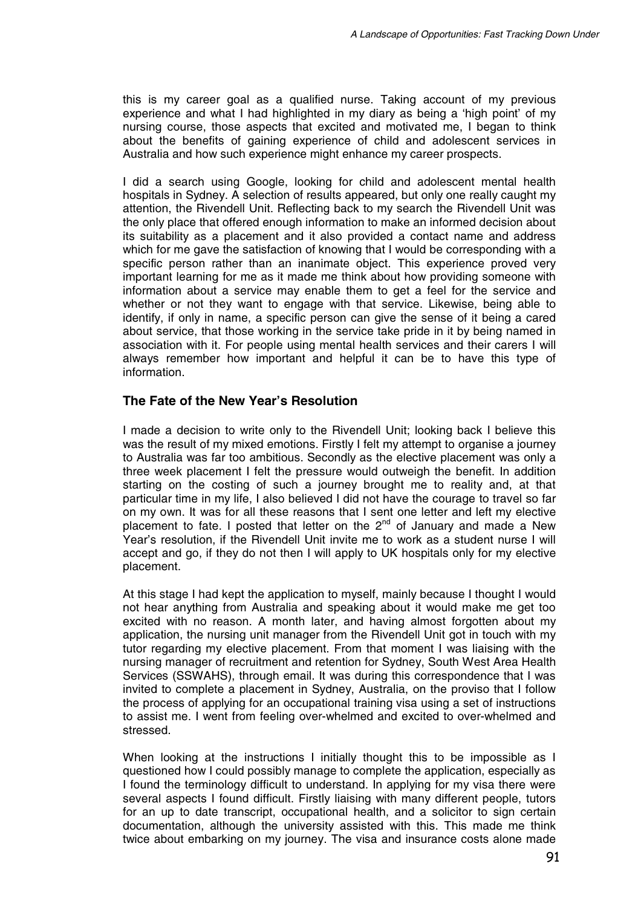this is my career goal as a qualified nurse. Taking account of my previous experience and what I had highlighted in my diary as being a 'high point' of my nursing course, those aspects that excited and motivated me, I began to think about the benefits of gaining experience of child and adolescent services in Australia and how such experience might enhance my career prospects.

I did a search using Google, looking for child and adolescent mental health hospitals in Sydney. A selection of results appeared, but only one really caught my attention, the Rivendell Unit. Reflecting back to my search the Rivendell Unit was the only place that offered enough information to make an informed decision about its suitability as a placement and it also provided a contact name and address which for me gave the satisfaction of knowing that I would be corresponding with a specific person rather than an inanimate object. This experience proved very important learning for me as it made me think about how providing someone with information about a service may enable them to get a feel for the service and whether or not they want to engage with that service. Likewise, being able to identify, if only in name, a specific person can give the sense of it being a cared about service, that those working in the service take pride in it by being named in association with it. For people using mental health services and their carers I will always remember how important and helpful it can be to have this type of information.

### The Fate of the New Year's Resolution

I made a decision to write only to the Rivendell Unit; looking back I believe this was the result of my mixed emotions. Firstly I felt my attempt to organise a journey to Australia was far too ambitious. Secondly as the elective placement was only a three week placement I felt the pressure would outweigh the benefit. In addition starting on the costing of such a journey brought me to reality and, at that particular time in my life, I also believed I did not have the courage to travel so far on my own. It was for all these reasons that I sent one letter and left my elective placement to fate. I posted that letter on the 2nd of January and made a New Year's resolution, if the Rivendell Unit invite me to work as a student nurse I will accept and go, if they do not then I will apply to UK hospitals only for my elective placement.

At this stage I had kept the application to myself, mainly because I thought I would not hear anything from Australia and speaking about it would make me get too excited with no reason. A month later, and having almost forgotten about my application, the nursing unit manager from the Rivendell Unit got in touch with my tutor regarding my elective placement. From that moment I was liaising with the nursing manager of recruitment and retention for Sydney, South West Area Health Services (SSWAHS), through email. It was during this correspondence that I was invited to complete a placement in Sydney, Australia, on the proviso that I follow the process of applying for an occupational training visa using a set of instructions to assist me. I went from feeling over-whelmed and excited to over-whelmed and stressed.

When looking at the instructions I initially thought this to be impossible as I questioned how I could possibly manage to complete the application, especially as I found the terminology difficult to understand. In applying for my visa there were several aspects I found difficult. Firstly liaising with many different people, tutors for an up to date transcript, occupational health, and a solicitor to sign certain documentation, although the university assisted with this. This made me think twice about embarking on my journey. The visa and insurance costs alone made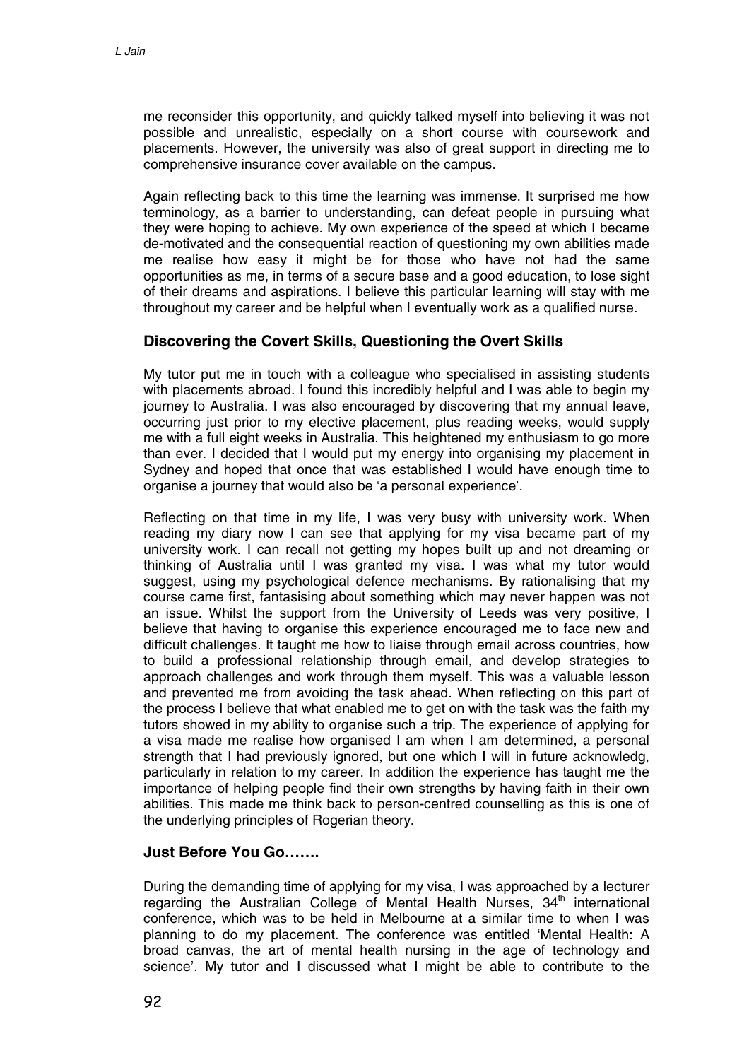me reconsider this opportunity, and quickly talked myself into believing it was not possible and unrealistic, especially on a short course with coursework and placements. However, the university was also of great support in directing me to comprehensive insurance cover available on the campus.

Again reflecting back to this time the learning was immense. It surprised me how terminology, as a barrier to understanding, can defeat people in pursuing what they were hoping to achieve. My own experience of the speed at which I became de-motivated and the consequential reaction of questioning my own abilities made me realise how easy it might be for those who have not had the same opportunities as me, in terms of a secure base and a good education, to lose sight of their dreams and aspirations. I believe this particular learning will stay with me throughout my career and be helpful when I eventually work as a qualified nurse.

### Discovering the Covert Skills, Questioning the Overt Skills

My tutor put me in touch with a colleague who specialised in assisting students with placements abroad. I found this incredibly helpful and I was able to begin my journey to Australia. I was also encouraged by discovering that my annual leave, occurring just prior to my elective placement, plus reading weeks, would supply me with a full eight weeks in Australia. This heightened my enthusiasm to go more than ever. I decided that I would put my energy into organising my placement in Sydney and hoped that once that was established I would have enough time to organise a journey that would also be 'a personal experience'.

Reflecting on that time in my life, I was very busy with university work. When reading my diary now I can see that applying for my visa became part of my university work. I can recall not getting my hopes built up and not dreaming or thinking of Australia until I was granted my visa. I was what my tutor would suggest, using my psychological defence mechanisms. By rationalising that my course came first, fantasising about something which may never happen was not an issue. Whilst the support from the University of Leeds was very positive, I believe that having to organise this experience encouraged me to face new and difficult challenges. It taught me how to liaise through email across countries, how to build a professional relationship through email, and develop strategies to approach challenges and work through them myself. This was a valuable lesson and prevented me from avoiding the task ahead. When reflecting on this part of the process I believe that what enabled me to get on with the task was the faith my tutors showed in my ability to organise such a trip. The experience of applying for a visa made me realise how organised I am when I am determined, a personal strength that I had previously ignored, but one which I will in future acknowledg, particularly in relation to my career. In addition the experience has taught me the importance of helping people find their own strengths by having faith in their own abilities. This made me think back to person-centred counselling as this is one of the underlying principles of Rogerian theory.

### Just Before You Go…….

During the demanding time of applying for my visa, I was approached by a lecturer regarding the Australian College of Mental Health Nurses, 34th international conference, which was to be held in Melbourne at a similar time to when I was planning to do my placement. The conference was entitled 'Mental Health: A broad canvas, the art of mental health nursing in the age of technology and science'. My tutor and I discussed what I might be able to contribute to the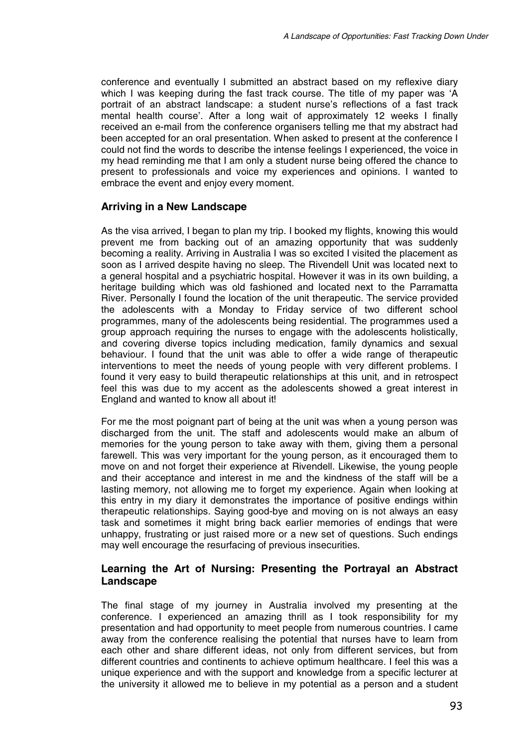conference and eventually I submitted an abstract based on my reflexive diary which I was keeping during the fast track course. The title of my paper was 'A portrait of an abstract landscape: a student nurse's reflections of a fast track mental health course'. After a long wait of approximately 12 weeks I finally received an e-mail from the conference organisers telling me that my abstract had been accepted for an oral presentation. When asked to present at the conference I could not find the words to describe the intense feelings I experienced, the voice in my head reminding me that I am only a student nurse being offered the chance to present to professionals and voice my experiences and opinions. I wanted to embrace the event and enjoy every moment.

## Arriving in a New Landscape

As the visa arrived, I began to plan my trip. I booked my flights, knowing this would prevent me from backing out of an amazing opportunity that was suddenly becoming a reality. Arriving in Australia I was so excited I visited the placement as soon as I arrived despite having no sleep. The Rivendell Unit was located next to a general hospital and a psychiatric hospital. However it was in its own building, a heritage building which was old fashioned and located next to the Parramatta River. Personally I found the location of the unit therapeutic. The service provided the adolescents with a Monday to Friday service of two different school programmes, many of the adolescents being residential. The programmes used a group approach requiring the nurses to engage with the adolescents holistically, and covering diverse topics including medication, family dynamics and sexual behaviour. I found that the unit was able to offer a wide range of therapeutic interventions to meet the needs of young people with very different problems. I found it very easy to build therapeutic relationships at this unit, and in retrospect feel this was due to my accent as the adolescents showed a great interest in England and wanted to know all about it!

For me the most poignant part of being at the unit was when a young person was discharged from the unit. The staff and adolescents would make an album of memories for the young person to take away with them, giving them a personal farewell. This was very important for the young person, as it encouraged them to move on and not forget their experience at Rivendell. Likewise, the young people and their acceptance and interest in me and the kindness of the staff will be a lasting memory, not allowing me to forget my experience. Again when looking at this entry in my diary it demonstrates the importance of positive endings within therapeutic relationships. Saying good-bye and moving on is not always an easy task and sometimes it might bring back earlier memories of endings that were unhappy, frustrating or just raised more or a new set of questions. Such endings may well encourage the resurfacing of previous insecurities.

## Learning the Art of Nursing: Presenting the Portrayal an Abstract Landscape

The final stage of my journey in Australia involved my presenting at the conference. I experienced an amazing thrill as I took responsibility for my presentation and had opportunity to meet people from numerous countries. I came away from the conference realising the potential that nurses have to learn from each other and share different ideas, not only from different services, but from different countries and continents to achieve optimum healthcare. I feel this was a unique experience and with the support and knowledge from a specific lecturer at the university it allowed me to believe in my potential as a person and a student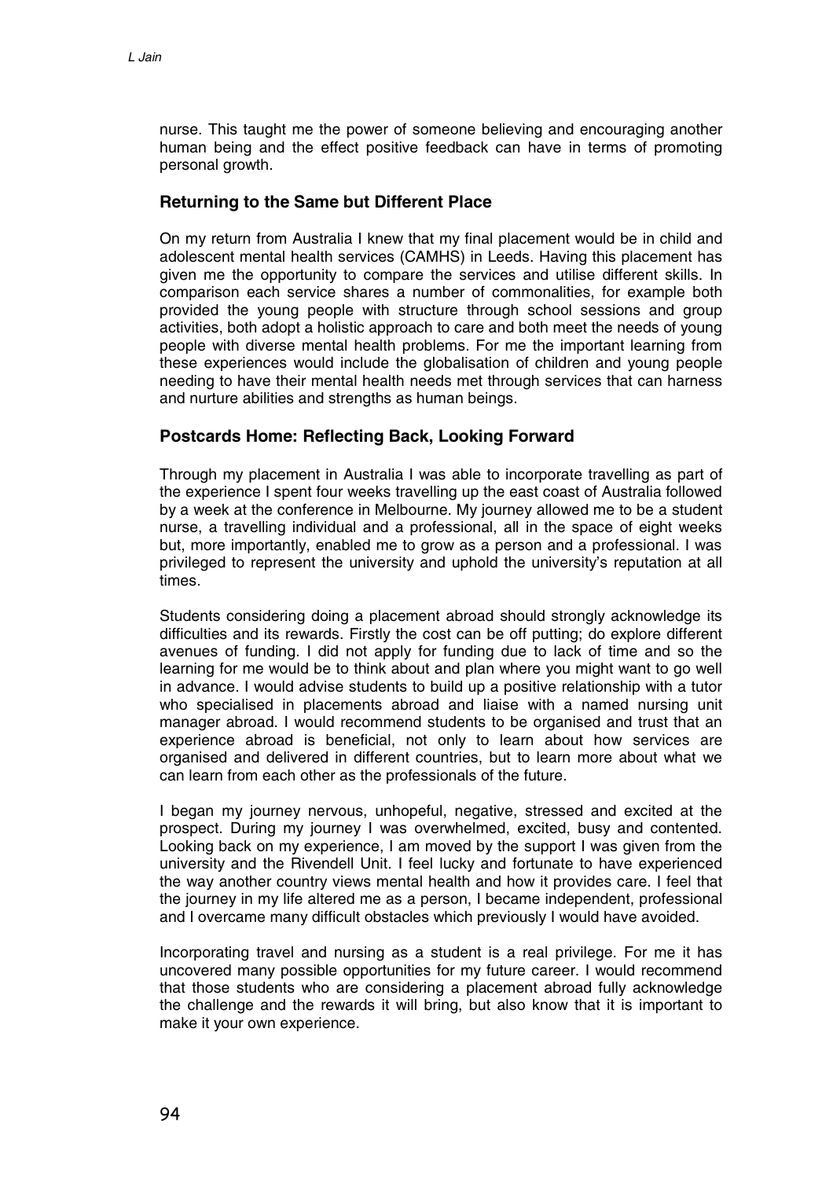nurse. This taught me the power of someone believing and encouraging another human being and the effect positive feedback can have in terms of promoting personal growth.

### Returning to the Same but Different Place

On my return from Australia I knew that my final placement would be in child and adolescent mental health services (CAMHS) in Leeds. Having this placement has given me the opportunity to compare the services and utilise different skills. In comparison each service shares a number of commonalities, for example both provided the young people with structure through school sessions and group activities, both adopt a holistic approach to care and both meet the needs of young people with diverse mental health problems. For me the important learning from these experiences would include the globalisation of children and young people needing to have their mental health needs met through services that can harness and nurture abilities and strengths as human beings.

### Postcards Home: Reflecting Back, Looking Forward

Through my placement in Australia I was able to incorporate travelling as part of the experience I spent four weeks travelling up the east coast of Australia followed by a week at the conference in Melbourne. My journey allowed me to be a student nurse, a travelling individual and a professional, all in the space of eight weeks but, more importantly, enabled me to grow as a person and a professional. I was privileged to represent the university and uphold the university's reputation at all times.

Students considering doing a placement abroad should strongly acknowledge its difficulties and its rewards. Firstly the cost can be off putting; do explore different avenues of funding. I did not apply for funding due to lack of time and so the learning for me would be to think about and plan where you might want to go well in advance. I would advise students to build up a positive relationship with a tutor who specialised in placements abroad and liaise with a named nursing unit manager abroad. I would recommend students to be organised and trust that an experience abroad is beneficial, not only to learn about how services are organised and delivered in different countries, but to learn more about what we can learn from each other as the professionals of the future.

I began my journey nervous, unhopeful, negative, stressed and excited at the prospect. During my journey I was overwhelmed, excited, busy and contented. Looking back on my experience, I am moved by the support I was given from the university and the Rivendell Unit. I feel lucky and fortunate to have experienced the way another country views mental health and how it provides care. I feel that the journey in my life altered me as a person, I became independent, professional and I overcame many difficult obstacles which previously I would have avoided.

Incorporating travel and nursing as a student is a real privilege. For me it has uncovered many possible opportunities for my future career. I would recommend that those students who are considering a placement abroad fully acknowledge the challenge and the rewards it will bring, but also know that it is important to make it your own experience.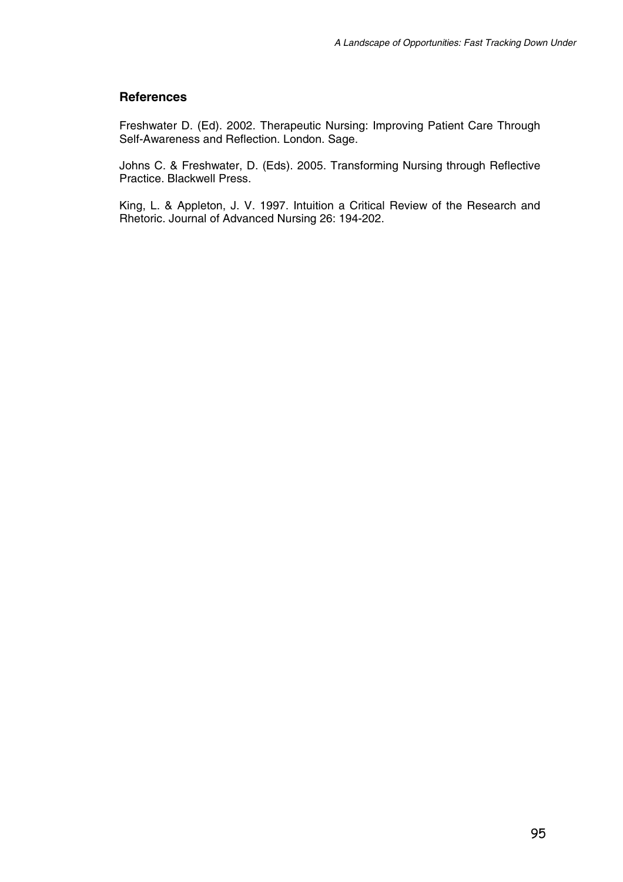## References

Freshwater D. (Ed). 2002. Therapeutic Nursing: Improving Patient Care Through Self-Awareness and Reflection. London. Sage.

Johns C. & Freshwater, D. (Eds). 2005. Transforming Nursing through Reflective Practice. Blackwell Press.

King, L. & Appleton, J. V. 1997. Intuition a Critical Review of the Research and Rhetoric. Journal of Advanced Nursing 26: 194-202.